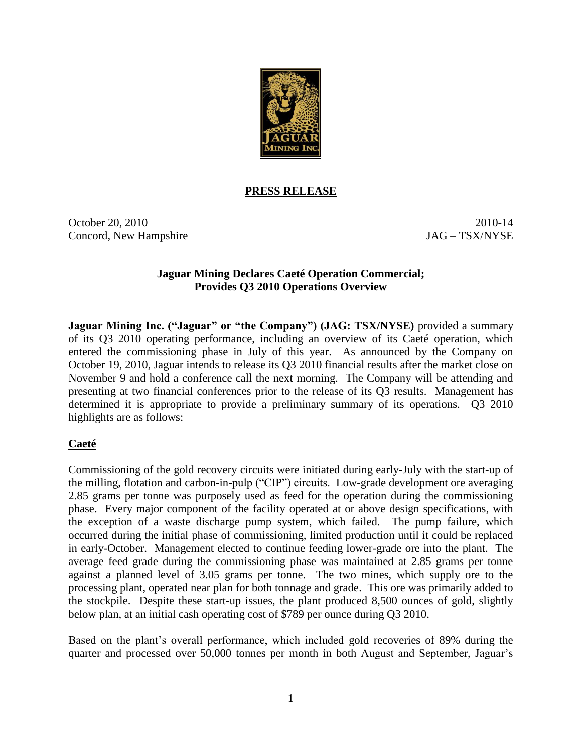**PRESS RELEASE**

October 20, 2010 2010-14

Concord, New Hampshire JAG – TSX/NYSE

**Jaguar Mining Declares Caeté Operation Commercial; Provides Q3 2010 Operations Overview**

**Jaguar Mining Inc. ("Jaguar" or "the Company") (JAG: TSX/NYSE)** provided a summary of its Q3 2010 operating performance, including an overview of its Caeté operation, which entered the commissioning phase in July of this year. As announced by the Company on October 19, 2010, Jaguar intends to release its Q3 2010 financial results after the market close on November 9 and hold a conference call the next morning. The Company will be attending and presenting at two financial conferences prior to the release of its Q3 results. Management has determined it is appropriate to provide a preliminary summary of its operations. Q3 2010 highlights are as follows:

## Caeté

Commissioning of the gold recovery circuits were initiated during early-July with the start-up of the milling, flotation and carbon-in-pulp ("CIP") circuits. Low-grade development ore averaging 2.85 grams per tonne was purposely used as feed for the operation during the commissioning phase. Every major component of the facility operated at or above design specifications, with the exception of a waste discharge pump system, which failed. The pump failure, which occurred during the initial phase of commissioning, limited production until it could be replaced in early-October. Management elected to continue feeding lower-grade ore into the plant. The average feed grade during the commissioning phase was maintained at 2.85 grams per tonne against a planned level of 3.05 grams per tonne. The two mines, which supply ore to the processing plant, operated near plan for both tonnage and grade. This ore was primarily added to the stockpile. Despite these start-up issues, the plant produced 8,500 ounces of gold, slightly below plan, at an initial cash operating cost of $789 per ounce during Q3 2010.

Based on the plant's overall performance, which included gold recoveries of 89% during the quarter and processed over 50,000 tonnes per month in both August and September, Jaguar's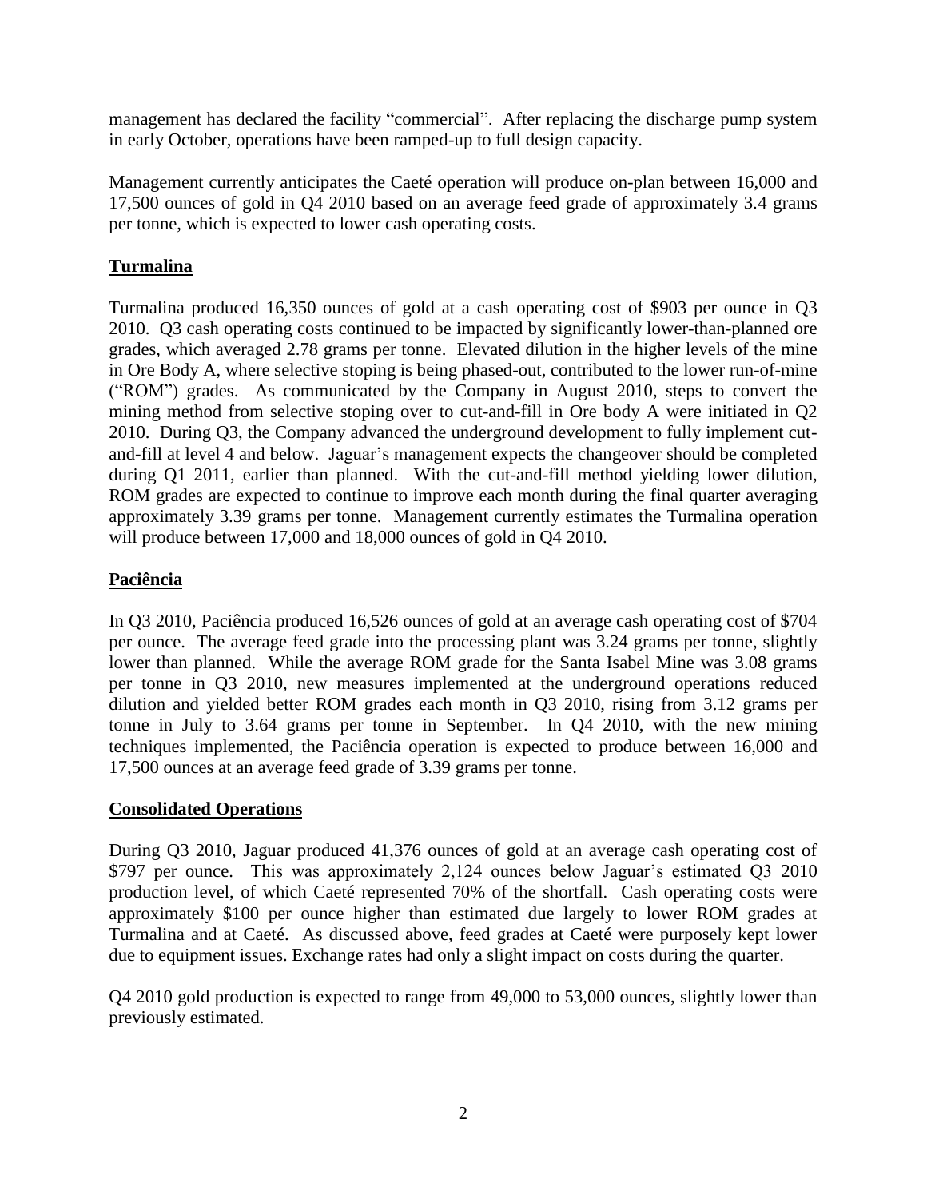management has declared the facility "commercial". After replacing the discharge pump system in early October, operations have been ramped-up to full design capacity.

Management currently anticipates the Caeté operation will produce on-plan between 16,000 and 17,500 ounces of gold in Q4 2010 based on an average feed grade of approximately 3.4 grams per tonne, which is expected to lower cash operating costs.

## Turmalina

Turmalina produced 16,350 ounces of gold at a cash operating cost of $903 per ounce in Q3 2010. Q3 cash operating costs continued to be impacted by significantly lower-than-planned ore grades, which averaged 2.78 grams per tonne. Elevated dilution in the higher levels of the mine in Ore Body A, where selective stoping is being phased-out, contributed to the lower run-of-mine ("ROM") grades. As communicated by the Company in August 2010, steps to convert the mining method from selective stoping over to cut-and-fill in Ore body A were initiated in Q2 2010. During Q3, the Company advanced the underground development to fully implement cut-and-fill at level 4 and below. Jaguar's management expects the changeover should be completed during Q1 2011, earlier than planned. With the cut-and-fill method yielding lower dilution, ROM grades are expected to continue to improve each month during the final quarter averaging approximately 3.39 grams per tonne. Management currently estimates the Turmalina operation will produce between 17,000 and 18,000 ounces of gold in Q4 2010.

## Paciência

In Q3 2010, Paciência produced 16,526 ounces of gold at an average cash operating cost of $704 per ounce. The average feed grade into the processing plant was 3.24 grams per tonne, slightly lower than planned. While the average ROM grade for the Santa Isabel Mine was 3.08 grams per tonne in Q3 2010, new measures implemented at the underground operations reduced dilution and yielded better ROM grades each month in Q3 2010, rising from 3.12 grams per tonne in July to 3.64 grams per tonne in September. In Q4 2010, with the new mining techniques implemented, the Paciência operation is expected to produce between 16,000 and 17,500 ounces at an average feed grade of 3.39 grams per tonne.

## Consolidated Operations

During Q3 2010, Jaguar produced 41,376 ounces of gold at an average cash operating cost of $797 per ounce. This was approximately 2,124 ounces below Jaguar's estimated Q3 2010 production level, of which Caeté represented 70% of the shortfall. Cash operating costs were approximately $100 per ounce higher than estimated due largely to lower ROM grades at Turmalina and at Caeté. As discussed above, feed grades at Caeté were purposely kept lower due to equipment issues. Exchange rates had only a slight impact on costs during the quarter.

Q4 2010 gold production is expected to range from 49,000 to 53,000 ounces, slightly lower than previously estimated.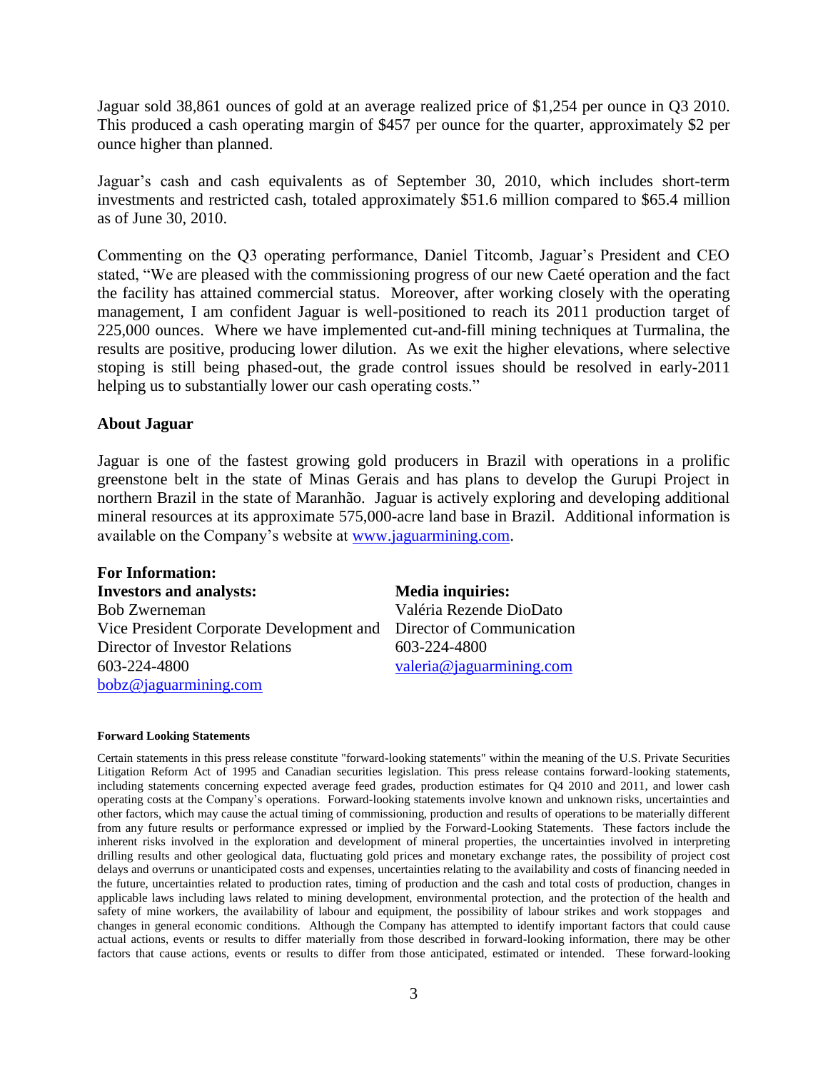Jaguar sold 38,861 ounces of gold at an average realized price of $1,254 per ounce in Q3 2010. This produced a cash operating margin of $457 per ounce for the quarter, approximately $2 per ounce higher than planned.

Jaguar's cash and cash equivalents as of September 30, 2010, which includes short-term investments and restricted cash, totaled approximately $51.6 million compared to $65.4 million as of June 30, 2010.

Commenting on the Q3 operating performance, Daniel Titcomb, Jaguar's President and CEO stated, "We are pleased with the commissioning progress of our new Caeté operation and the fact the facility has attained commercial status. Moreover, after working closely with the operating management, I am confident Jaguar is well-positioned to reach its 2011 production target of 225,000 ounces. Where we have implemented cut-and-fill mining techniques at Turmalina, the results are positive, producing lower dilution. As we exit the higher elevations, where selective stoping is still being phased-out, the grade control issues should be resolved in early-2011 helping us to substantially lower our cash operating costs."

## About Jaguar

Jaguar is one of the fastest growing gold producers in Brazil with operations in a prolific greenstone belt in the state of Minas Gerais and has plans to develop the Gurupi Project in northern Brazil in the state of Maranhão. Jaguar is actively exploring and developing additional mineral resources at its approximate 575,000-acre land base in Brazil. Additional information is available on the Company's website at www.jaguarmining.com.

**For Information:**

**Investors and analysts:**
Bob Zwerneman
Vice President Corporate Development and Director of Investor Relations
603-224-4800
bobz@jaguarmining.com

**Media inquiries:**
Valéria Rezende DioDato
Director of Communication
603-224-4800
valeria@jaguarmining.com

**Forward Looking Statements**

Certain statements in this press release constitute "forward-looking statements" within the meaning of the U.S. Private Securities Litigation Reform Act of 1995 and Canadian securities legislation. This press release contains forward-looking statements, including statements concerning expected average feed grades, production estimates for Q4 2010 and 2011, and lower cash operating costs at the Company's operations. Forward-looking statements involve known and unknown risks, uncertainties and other factors, which may cause the actual timing of commissioning, production and results of operations to be materially different from any future results or performance expressed or implied by the Forward-Looking Statements. These factors include the inherent risks involved in the exploration and development of mineral properties, the uncertainties involved in interpreting drilling results and other geological data, fluctuating gold prices and monetary exchange rates, the possibility of project cost delays and overruns or unanticipated costs and expenses, uncertainties relating to the availability and costs of financing needed in the future, uncertainties related to production rates, timing of production and the cash and total costs of production, changes in applicable laws including laws related to mining development, environmental protection, and the protection of the health and safety of mine workers, the availability of labour and equipment, the possibility of labour strikes and work stoppages and changes in general economic conditions. Although the Company has attempted to identify important factors that could cause actual actions, events or results to differ materially from those described in forward-looking information, there may be other factors that cause actions, events or results to differ from those anticipated, estimated or intended. These forward-looking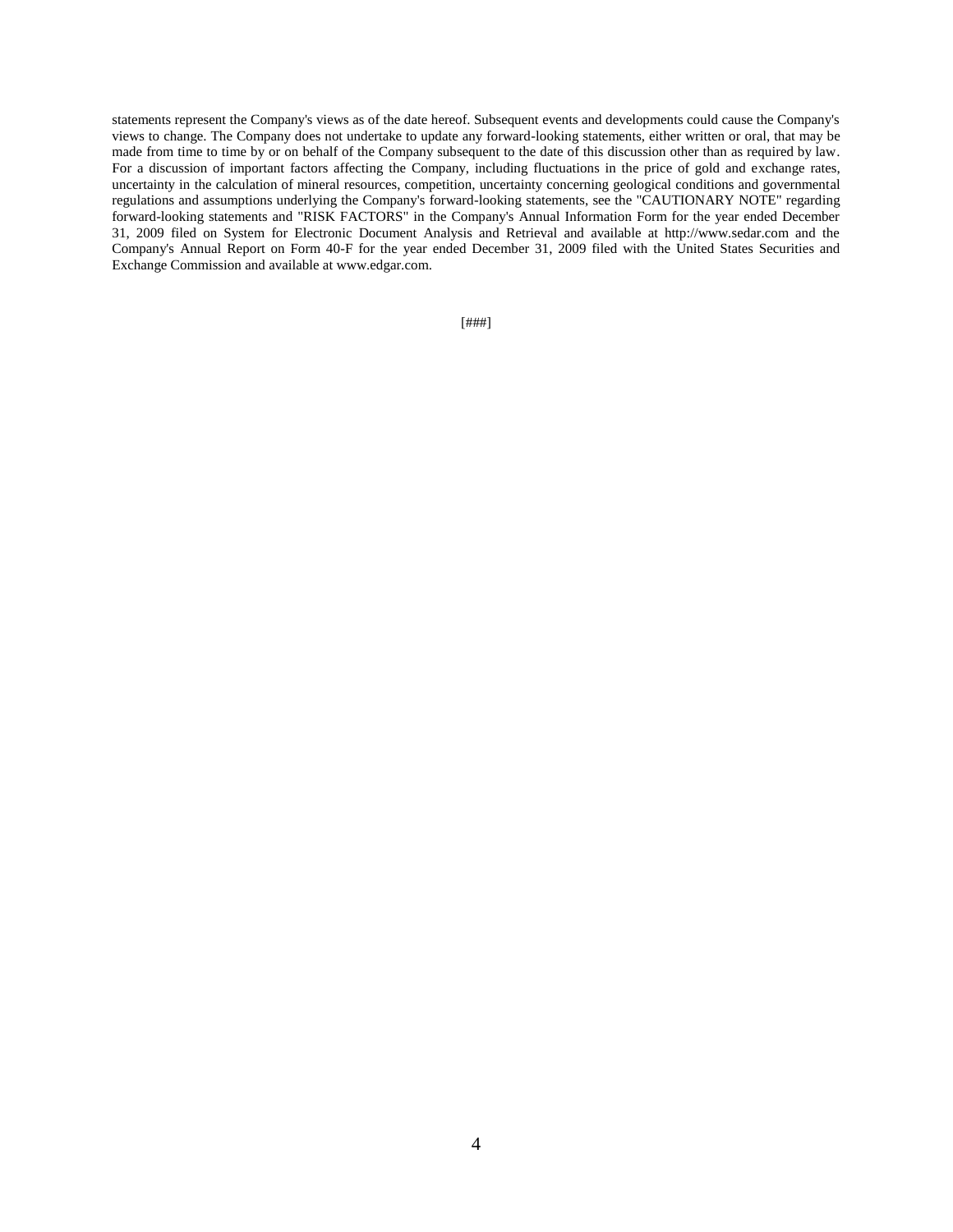statements represent the Company's views as of the date hereof. Subsequent events and developments could cause the Company's views to change. The Company does not undertake to update any forward-looking statements, either written or oral, that may be made from time to time by or on behalf of the Company subsequent to the date of this discussion other than as required by law. For a discussion of important factors affecting the Company, including fluctuations in the price of gold and exchange rates, uncertainty in the calculation of mineral resources, competition, uncertainty concerning geological conditions and governmental regulations and assumptions underlying the Company's forward-looking statements, see the "CAUTIONARY NOTE" regarding forward-looking statements and "RISK FACTORS" in the Company's Annual Information Form for the year ended December 31, 2009 filed on System for Electronic Document Analysis and Retrieval and available at http://www.sedar.com and the Company's Annual Report on Form 40-F for the year ended December 31, 2009 filed with the United States Securities and Exchange Commission and available at www.edgar.com.

[###]